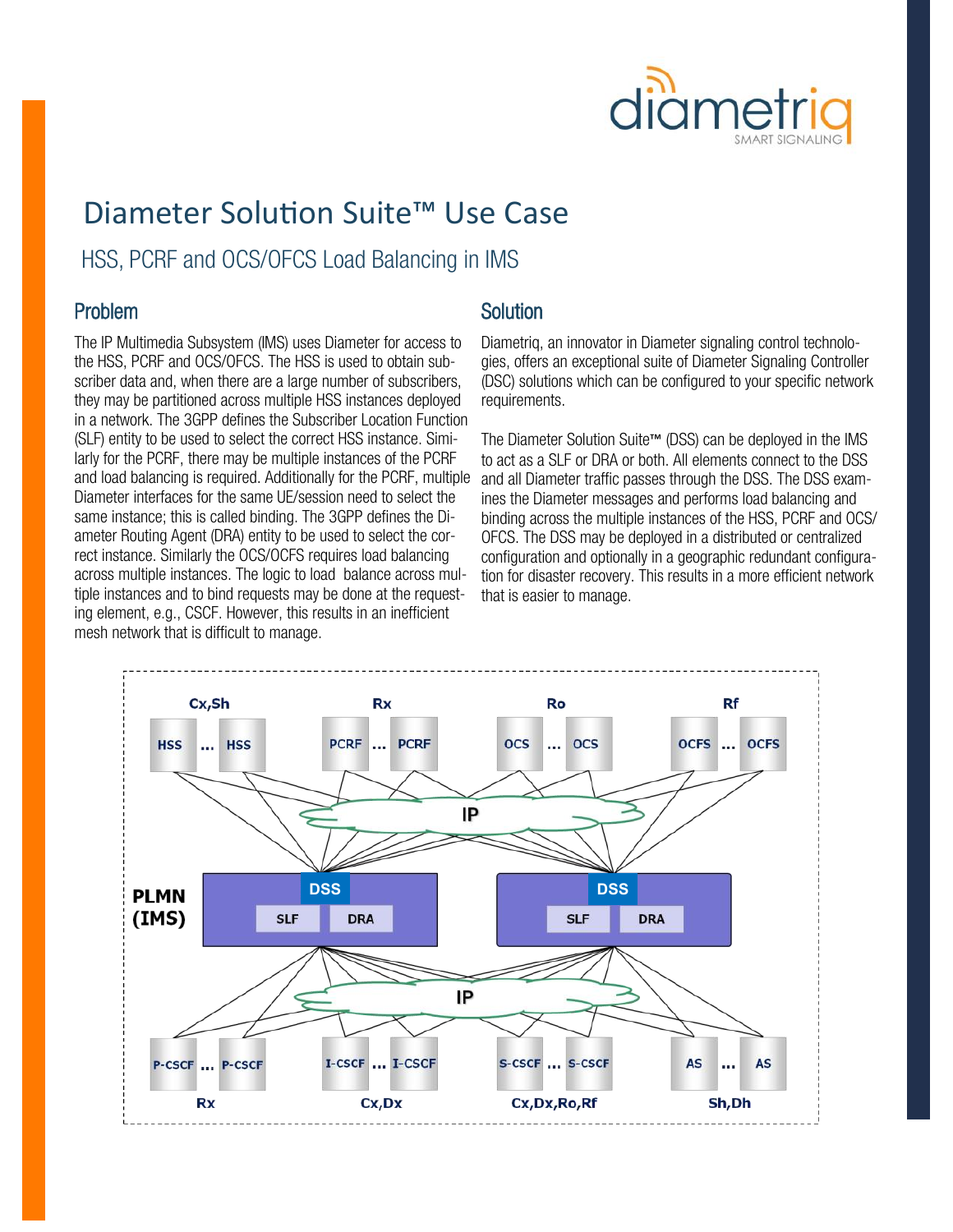# Diameter Solution Suite™ Use Case

## HSS, PCRF and OCS/OFCS Load Balancing in IMS

### Problem

The IP Multimedia Subsystem (IMS) uses Diameter for access to the HSS, PCRF and OCS/OFCS. The HSS is used to obtain subscriber data and, when there are a large number of subscribers, they may be partitioned across multiple HSS instances deployed in a network. The 3GPP defines the Subscriber Location Function (SLF) entity to be used to select the correct HSS instance. Similarly for the PCRF, there may be multiple instances of the PCRF and load balancing is required. Additionally for the PCRF, multiple Diameter interfaces for the same UE/session need to select the same instance; this is called binding. The 3GPP defines the Diameter Routing Agent (DRA) entity to be used to select the correct instance. Similarly the OCS/OCFS requires load balancing across multiple instances. The logic to load balance across multiple instances and to bind requests may be done at the requesting element, e.g., CSCF. However, this results in an inefficient mesh network that is difficult to manage.

### Solution

Diametriq, an innovator in Diameter signaling control technologies, offers an exceptional suite of Diameter Signaling Controller (DSC) solutions which can be configured to your specific network requirements.

The Diameter Solution Suite™ (DSS) can be deployed in the IMS to act as a SLF or DRA or both. All elements connect to the DSS and all Diameter traffic passes through the DSS. The DSS examines the Diameter messages and performs load balancing and binding across the multiple instances of the HSS, PCRF and OCS/OFCS. The DSS may be deployed in a distributed or centralized configuration and optionally in a geographic redundant configuration for disaster recovery. This results in a more efficient network that is easier to manage.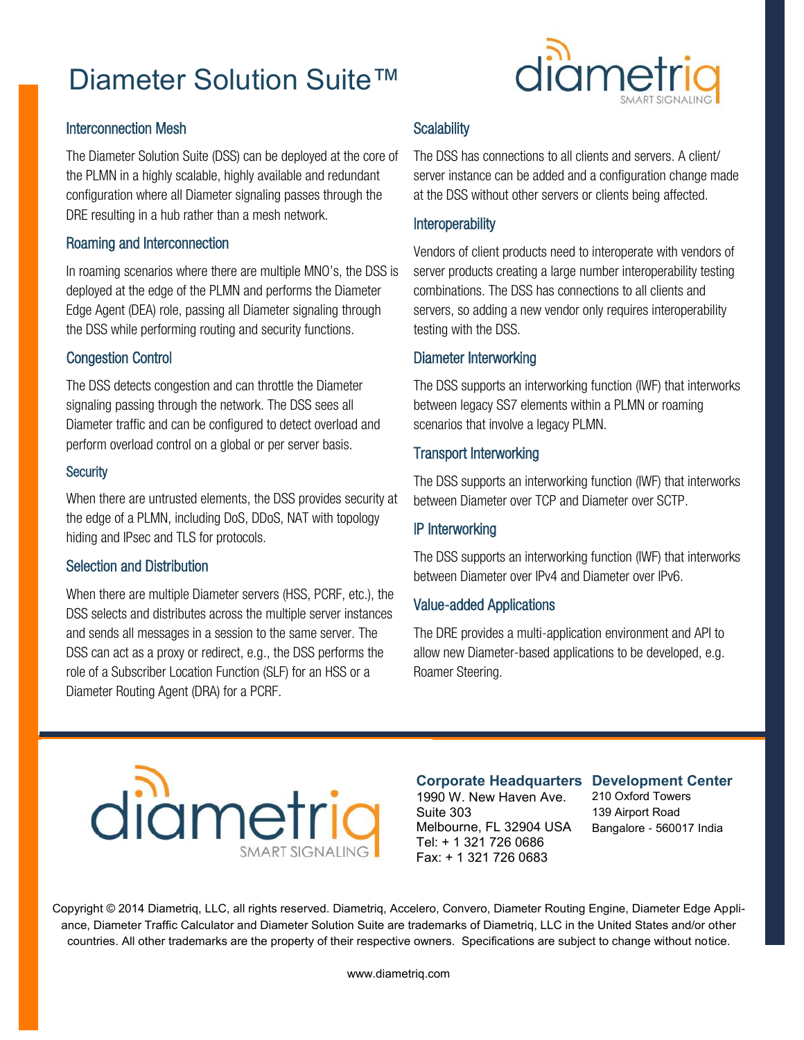# Diameter Solution Suite™

## Interconnection Mesh

The Diameter Solution Suite (DSS) can be deployed at the core of the PLMN in a highly scalable, highly available and redundant configuration where all Diameter signaling passes through the DRE resulting in a hub rather than a mesh network.

## Roaming and Interconnection

In roaming scenarios where there are multiple MNO's, the DSS is deployed at the edge of the PLMN and performs the Diameter Edge Agent (DEA) role, passing all Diameter signaling through the DSS while performing routing and security functions.

## Congestion Control

The DSS detects congestion and can throttle the Diameter signaling passing through the network. The DSS sees all Diameter traffic and can be configured to detect overload and perform overload control on a global or per server basis.

## Security

When there are untrusted elements, the DSS provides security at the edge of a PLMN, including DoS, DDoS, NAT with topology hiding and IPsec and TLS for protocols.

## Selection and Distribution

When there are multiple Diameter servers (HSS, PCRF, etc.), the DSS selects and distributes across the multiple server instances and sends all messages in a session to the same server. The DSS can act as a proxy or redirect, e.g., the DSS performs the role of a Subscriber Location Function (SLF) for an HSS or a Diameter Routing Agent (DRA) for a PCRF.

## Scalability

The DSS has connections to all clients and servers. A client/server instance can be added and a configuration change made at the DSS without other servers or clients being affected.

## Interoperability

Vendors of client products need to interoperate with vendors of server products creating a large number interoperability testing combinations. The DSS has connections to all clients and servers, so adding a new vendor only requires interoperability testing with the DSS.

## Diameter Interworking

The DSS supports an interworking function (IWF) that interworks between legacy SS7 elements within a PLMN or roaming scenarios that involve a legacy PLMN.

## Transport Interworking

The DSS supports an interworking function (IWF) that interworks between Diameter over TCP and Diameter over SCTP.

## IP Interworking

The DSS supports an interworking function (IWF) that interworks between Diameter over IPv4 and Diameter over IPv6.

## Value-added Applications

The DRE provides a multi-application environment and API to allow new Diameter-based applications to be developed, e.g. Roamer Steering.

---

**Corporate Headquarters**
1990 W. New Haven Ave.
Suite 303
Melbourne, FL 32904 USA
Tel: + 1 321 726 0686
Fax: + 1 321 726 0683

**Development Center**
210 Oxford Towers
139 Airport Road
Bangalore - 560017 India

Copyright © 2014 Diametriq, LLC, all rights reserved. Diametriq, Accelero, Convero, Diameter Routing Engine, Diameter Edge Appliance, Diameter Traffic Calculator and Diameter Solution Suite are trademarks of Diametriq, LLC in the United States and/or other countries. All other trademarks are the property of their respective owners. Specifications are subject to change without notice.

www.diametriq.com